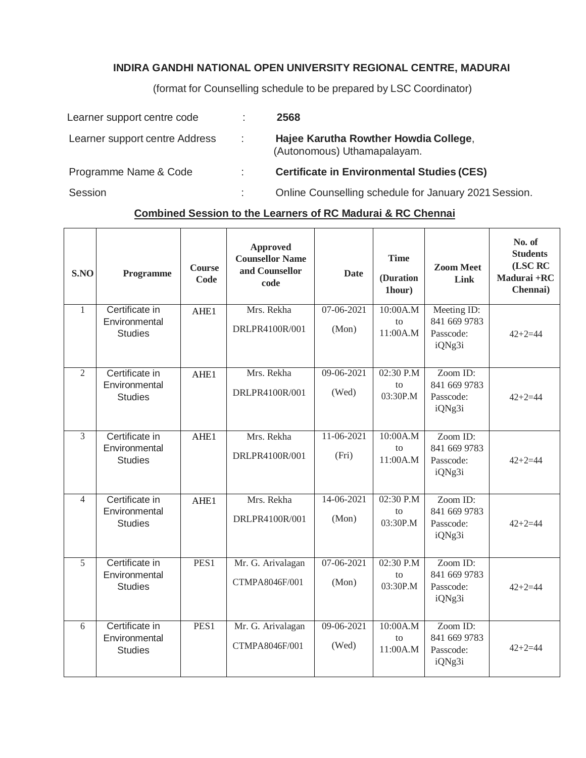**INDIRA GANDHI NATIONAL OPEN UNIVERSITY REGIONAL CENTRE, MADURAI**

(format for Counselling schedule to be prepared by LSC Coordinator)

| | | |
|---|---|---|
| Learner support centre code | : | **2568** |
| Learner support centre Address | : | **Hajee Karutha Rowther Howdia College**, (Autonomous) Uthamapalayam. |
| Programme Name & Code | : | **Certificate in Environmental Studies (CES)** |
| Session | : | Online Counselling schedule for January 2021 Session. |

**Combined Session to the Learners of RC Madurai & RC Chennai**

| S.NO | Programme | Course Code | Approved Counsellor Name and Counsellor code | Date | Time (Duration 1hour) | Zoom Meet Link | No. of Students (LSC RC Madurai +RC Chennai) |
|---|---|---|---|---|---|---|---|
| 1 | Certificate in Environmental Studies | AHE1 | Mrs. Rekha DRLPR4100R/001 | 07-06-2021 (Mon) | 10:00A.M to 11:00A.M | Meeting ID: 841 669 9783 Passcode: iQNg3i | 42+2=44 |
| 2 | Certificate in Environmental Studies | AHE1 | Mrs. Rekha DRLPR4100R/001 | 09-06-2021 (Wed) | 02:30 P.M to 03:30P.M | Zoom ID: 841 669 9783 Passcode: iQNg3i | 42+2=44 |
| 3 | Certificate in Environmental Studies | AHE1 | Mrs. Rekha DRLPR4100R/001 | 11-06-2021 (Fri) | 10:00A.M to 11:00A.M | Zoom ID: 841 669 9783 Passcode: iQNg3i | 42+2=44 |
| 4 | Certificate in Environmental Studies | AHE1 | Mrs. Rekha DRLPR4100R/001 | 14-06-2021 (Mon) | 02:30 P.M to 03:30P.M | Zoom ID: 841 669 9783 Passcode: iQNg3i | 42+2=44 |
| 5 | Certificate in Environmental Studies | PES1 | Mr. G. Arivalagan CTMPA8046F/001 | 07-06-2021 (Mon) | 02:30 P.M to 03:30P.M | Zoom ID: 841 669 9783 Passcode: iQNg3i | 42+2=44 |
| 6 | Certificate in Environmental Studies | PES1 | Mr. G. Arivalagan CTMPA8046F/001 | 09-06-2021 (Wed) | 10:00A.M to 11:00A.M | Zoom ID: 841 669 9783 Passcode: iQNg3i | 42+2=44 |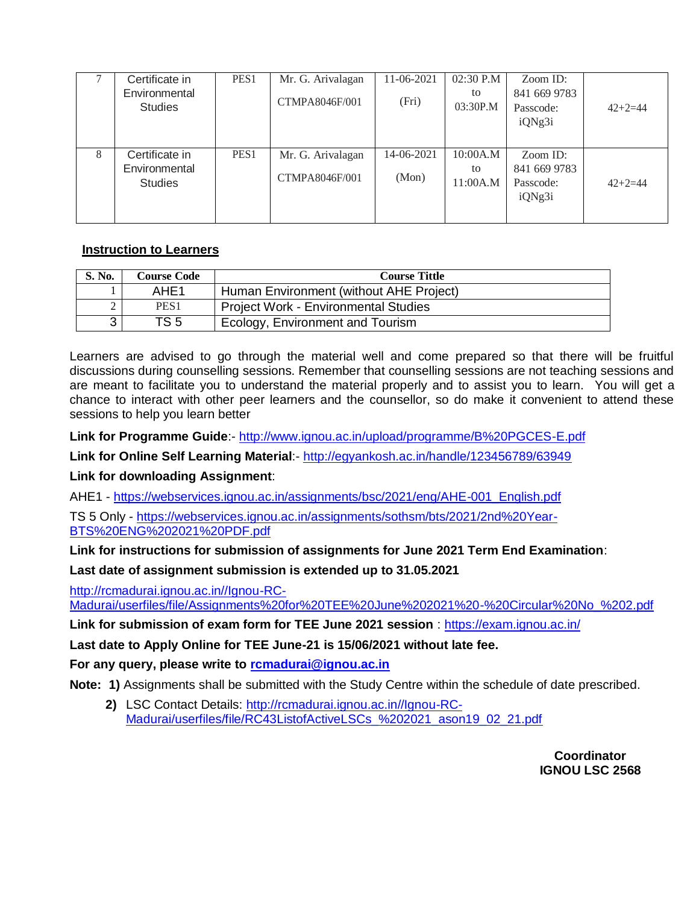| | | | | | | | |
|---|---|---|---|---|---|---|---|
| 7 | Certificate in Environmental Studies | PES1 | Mr. G. Arivalagan CTMPA8046F/001 | 11-06-2021 (Fri) | 02:30 P.M to 03:30P.M | Zoom ID: 841 669 9783 Passcode: iQNg3i | 42+2=44 |
| 8 | Certificate in Environmental Studies | PES1 | Mr. G. Arivalagan CTMPA8046F/001 | 14-06-2021 (Mon) | 10:00A.M to 11:00A.M | Zoom ID: 841 669 9783 Passcode: iQNg3i | 42+2=44 |

**Instruction to Learners**

| S. No. | Course Code | Course Tittle |
|---|---|---|
| 1 | AHE1 | Human Environment (without AHE Project) |
| 2 | PES1 | Project Work - Environmental Studies |
| 3 | TS 5 | Ecology, Environment and Tourism |

Learners are advised to go through the material well and come prepared so that there will be fruitful discussions during counselling sessions. Remember that counselling sessions are not teaching sessions and are meant to facilitate you to understand the material properly and to assist you to learn. You will get a chance to interact with other peer learners and the counsellor, so do make it convenient to attend these sessions to help you learn better

**Link for Programme Guide**:- http://www.ignou.ac.in/upload/programme/B%20PGCES-E.pdf

**Link for Online Self Learning Material**:- http://egyankosh.ac.in/handle/123456789/63949

**Link for downloading Assignment**:

AHE1 - https://webservices.ignou.ac.in/assignments/bsc/2021/eng/AHE-001_English.pdf

TS 5 Only - https://webservices.ignou.ac.in/assignments/sothsm/bts/2021/2nd%20Year-BTS%20ENG%202021%20PDF.pdf

**Link for instructions for submission of assignments for June 2021 Term End Examination**:

**Last date of assignment submission is extended up to 31.05.2021**

http://rcmadurai.ignou.ac.in//Ignou-RC-Madurai/userfiles/file/Assignments%20for%20TEE%20June%202021%20-%20Circular%20No_%202.pdf

**Link for submission of exam form for TEE June 2021 session** : https://exam.ignou.ac.in/

**Last date to Apply Online for TEE June-21 is 15/06/2021 without late fee.**

**For any query, please write to rcmadurai@ignou.ac.in**

**Note: 1)** Assignments shall be submitted with the Study Centre within the schedule of date prescribed.

**2)** LSC Contact Details: http://rcmadurai.ignou.ac.in//Ignou-RC-Madurai/userfiles/file/RC43ListofActiveLSCs_%202021_ason19_02_21.pdf

**Coordinator**
**IGNOU LSC 2568**